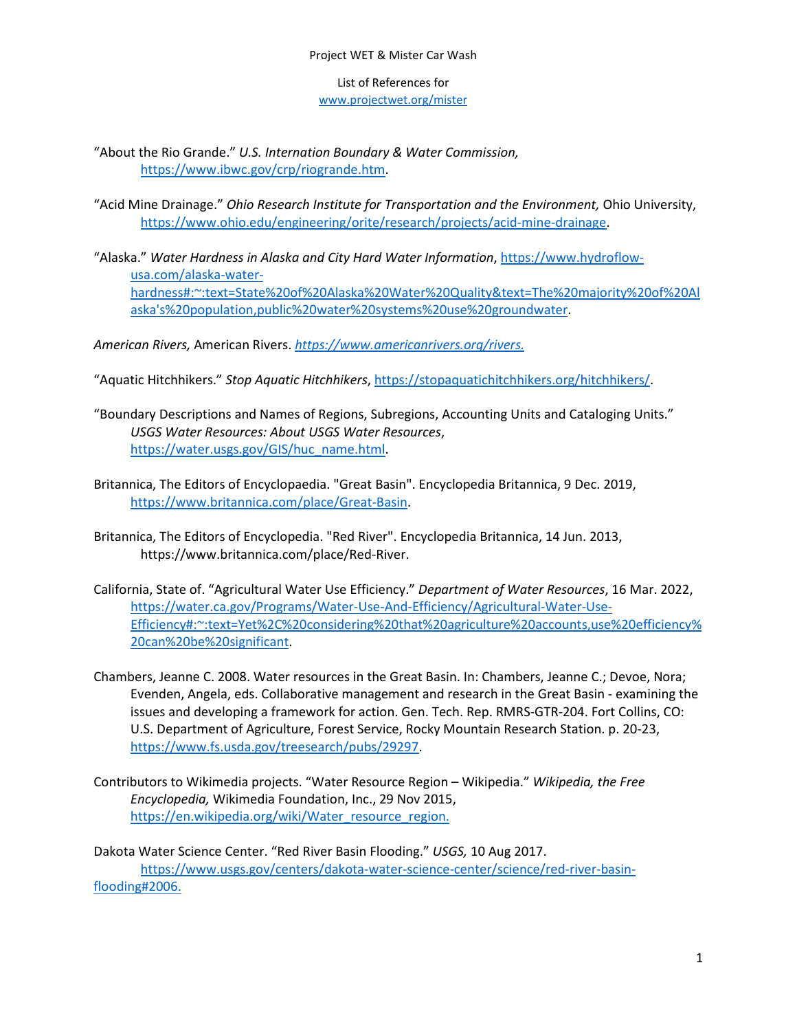Project WET & Mister Car Wash

List of References for
www.projectwet.org/mister

"About the Rio Grande." *U.S. Internation Boundary & Water Commission,* https://www.ibwc.gov/crp/riogrande.htm.

"Acid Mine Drainage." *Ohio Research Institute for Transportation and the Environment,* Ohio University, https://www.ohio.edu/engineering/orite/research/projects/acid-mine-drainage.

"Alaska." *Water Hardness in Alaska and City Hard Water Information*, https://www.hydroflow-usa.com/alaska-water-hardness#:~:text=State%20of%20Alaska%20Water%20Quality&text=The%20majority%20of%20Alaska's%20population,public%20water%20systems%20use%20groundwater.

*American Rivers,* American Rivers. *https://www.americanrivers.org/rivers.*

"Aquatic Hitchhikers." *Stop Aquatic Hitchhikers*, https://stopaquatichitchhikers.org/hitchhikers/.

"Boundary Descriptions and Names of Regions, Subregions, Accounting Units and Cataloging Units." *USGS Water Resources: About USGS Water Resources*, https://water.usgs.gov/GIS/huc_name.html.

Britannica, The Editors of Encyclopaedia. "Great Basin". Encyclopedia Britannica, 9 Dec. 2019, https://www.britannica.com/place/Great-Basin.

Britannica, The Editors of Encyclopedia. "Red River". Encyclopedia Britannica, 14 Jun. 2013, https://www.britannica.com/place/Red-River.

California, State of. "Agricultural Water Use Efficiency." *Department of Water Resources*, 16 Mar. 2022, https://water.ca.gov/Programs/Water-Use-And-Efficiency/Agricultural-Water-Use-Efficiency#:~:text=Yet%2C%20considering%20that%20agriculture%20accounts,use%20efficiency%20can%20be%20significant.

Chambers, Jeanne C. 2008. Water resources in the Great Basin. In: Chambers, Jeanne C.; Devoe, Nora; Evenden, Angela, eds. Collaborative management and research in the Great Basin - examining the issues and developing a framework for action. Gen. Tech. Rep. RMRS-GTR-204. Fort Collins, CO: U.S. Department of Agriculture, Forest Service, Rocky Mountain Research Station. p. 20-23, https://www.fs.usda.gov/treesearch/pubs/29297.

Contributors to Wikimedia projects. "Water Resource Region – Wikipedia." *Wikipedia, the Free Encyclopedia,* Wikimedia Foundation, Inc., 29 Nov 2015, https://en.wikipedia.org/wiki/Water_resource_region.

Dakota Water Science Center. "Red River Basin Flooding." *USGS,* 10 Aug 2017. https://www.usgs.gov/centers/dakota-water-science-center/science/red-river-basin-flooding#2006.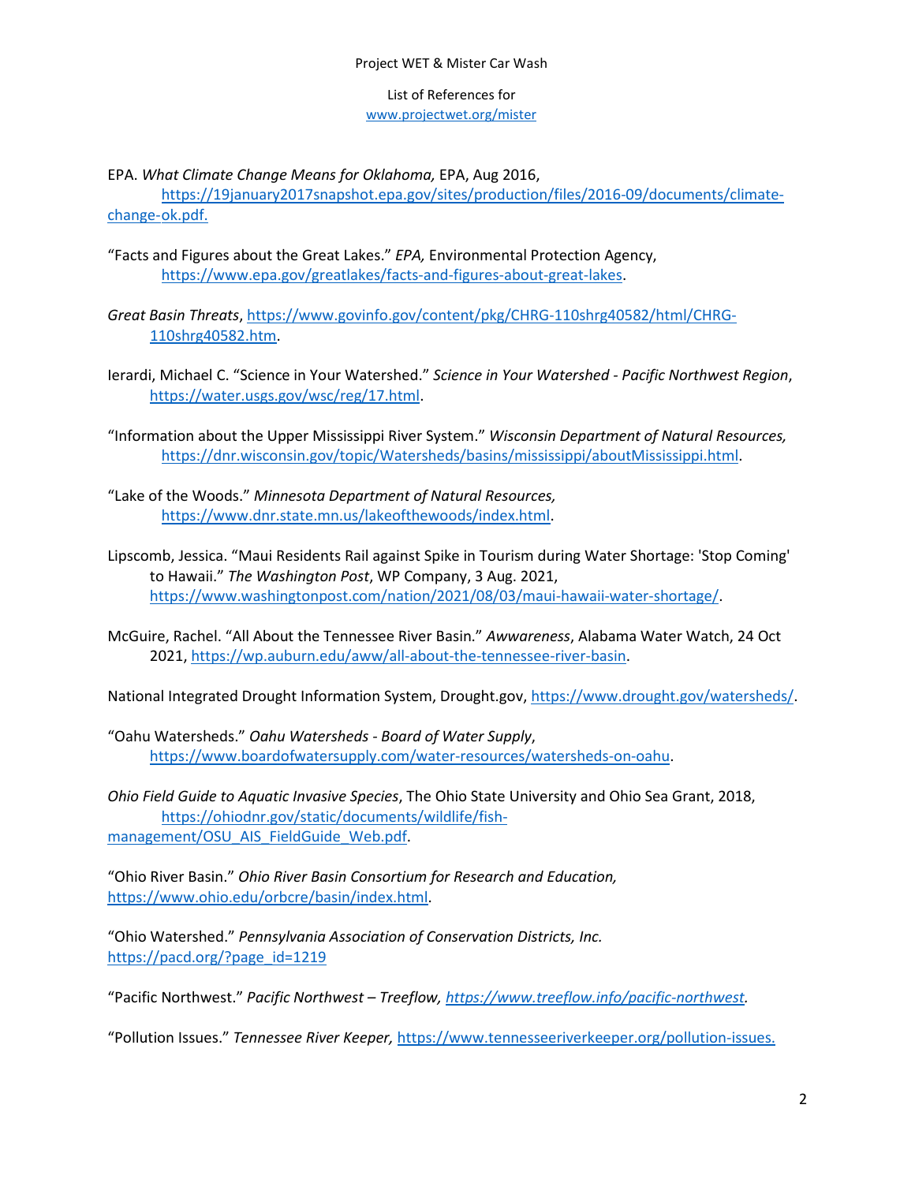EPA. *What Climate Change Means for Oklahoma,* EPA, Aug 2016, https://19january2017snapshot.epa.gov/sites/production/files/2016-09/documents/climate-change-ok.pdf.

"Facts and Figures about the Great Lakes." *EPA,* Environmental Protection Agency, https://www.epa.gov/greatlakes/facts-and-figures-about-great-lakes.

*Great Basin Threats*, https://www.govinfo.gov/content/pkg/CHRG-110shrg40582/html/CHRG-110shrg40582.htm.

Ierardi, Michael C. "Science in Your Watershed." *Science in Your Watershed - Pacific Northwest Region*, https://water.usgs.gov/wsc/reg/17.html.

"Information about the Upper Mississippi River System." *Wisconsin Department of Natural Resources,* https://dnr.wisconsin.gov/topic/Watersheds/basins/mississippi/aboutMississippi.html.

"Lake of the Woods." *Minnesota Department of Natural Resources,* https://www.dnr.state.mn.us/lakeofthewoods/index.html.

Lipscomb, Jessica. "Maui Residents Rail against Spike in Tourism during Water Shortage: 'Stop Coming' to Hawaii." *The Washington Post*, WP Company, 3 Aug. 2021, https://www.washingtonpost.com/nation/2021/08/03/maui-hawaii-water-shortage/.

McGuire, Rachel. "All About the Tennessee River Basin." *Awwareness*, Alabama Water Watch, 24 Oct 2021, https://wp.auburn.edu/aww/all-about-the-tennessee-river-basin.

National Integrated Drought Information System, Drought.gov, https://www.drought.gov/watersheds/.

"Oahu Watersheds." *Oahu Watersheds - Board of Water Supply*, https://www.boardofwatersupply.com/water-resources/watersheds-on-oahu.

*Ohio Field Guide to Aquatic Invasive Species*, The Ohio State University and Ohio Sea Grant, 2018, https://ohiodnr.gov/static/documents/wildlife/fish-management/OSU_AIS_FieldGuide_Web.pdf.

"Ohio River Basin." *Ohio River Basin Consortium for Research and Education,* https://www.ohio.edu/orbcre/basin/index.html.

"Ohio Watershed." *Pennsylvania Association of Conservation Districts, Inc.* https://pacd.org/?page_id=1219

"Pacific Northwest." *Pacific Northwest – Treeflow, https://www.treeflow.info/pacific-northwest.*

"Pollution Issues." *Tennessee River Keeper,* https://www.tennesseeriverkeeper.org/pollution-issues.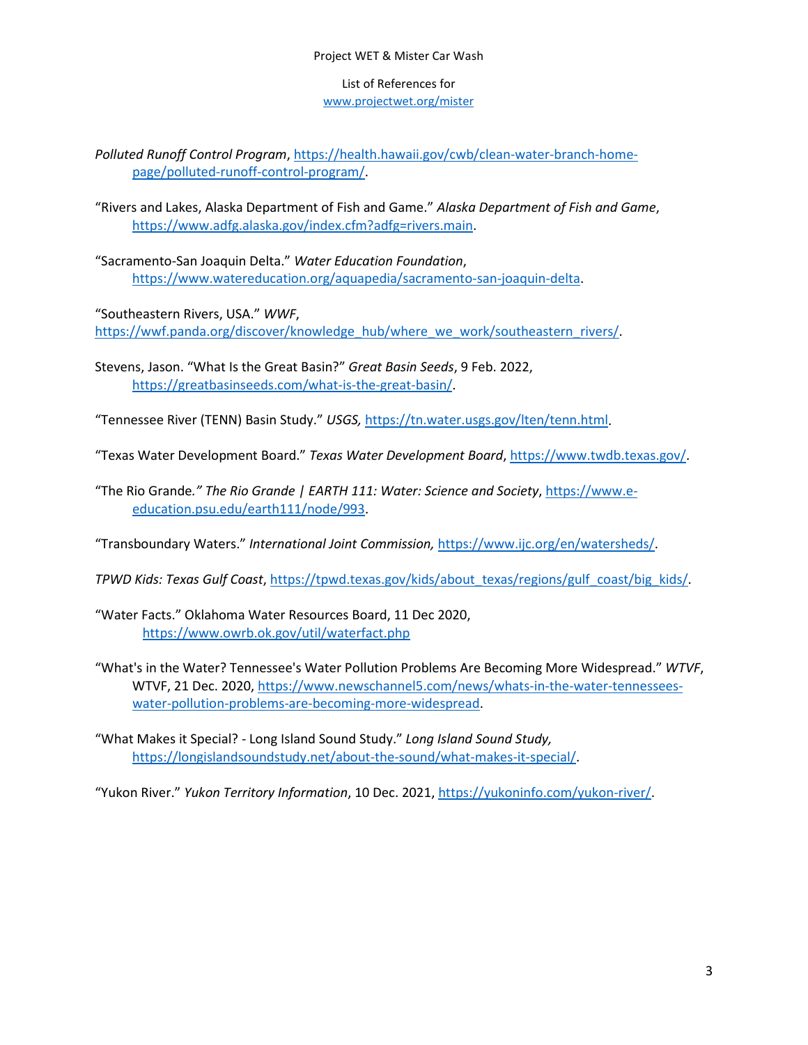Project WET & Mister Car Wash

List of References for
www.projectwet.org/mister

*Polluted Runoff Control Program*, https://health.hawaii.gov/cwb/clean-water-branch-home-page/polluted-runoff-control-program/.

"Rivers and Lakes, Alaska Department of Fish and Game." *Alaska Department of Fish and Game*, https://www.adfg.alaska.gov/index.cfm?adfg=rivers.main.

"Sacramento-San Joaquin Delta." *Water Education Foundation*, https://www.watereducation.org/aquapedia/sacramento-san-joaquin-delta.

"Southeastern Rivers, USA." *WWF*, https://wwf.panda.org/discover/knowledge_hub/where_we_work/southeastern_rivers/.

Stevens, Jason. "What Is the Great Basin?" *Great Basin Seeds*, 9 Feb. 2022, https://greatbasinseeds.com/what-is-the-great-basin/.

"Tennessee River (TENN) Basin Study." *USGS,* https://tn.water.usgs.gov/lten/tenn.html.

"Texas Water Development Board." *Texas Water Development Board*, https://www.twdb.texas.gov/.

"The Rio Grande*." The Rio Grande | EARTH 111: Water: Science and Society*, https://www.e-education.psu.edu/earth111/node/993.

"Transboundary Waters." *International Joint Commission,* https://www.ijc.org/en/watersheds/.

*TPWD Kids: Texas Gulf Coast*, https://tpwd.texas.gov/kids/about_texas/regions/gulf_coast/big_kids/.

"Water Facts." Oklahoma Water Resources Board, 11 Dec 2020, https://www.owrb.ok.gov/util/waterfact.php

"What's in the Water? Tennessee's Water Pollution Problems Are Becoming More Widespread." *WTVF*, WTVF, 21 Dec. 2020, https://www.newschannel5.com/news/whats-in-the-water-tennessees-water-pollution-problems-are-becoming-more-widespread.

"What Makes it Special? - Long Island Sound Study." *Long Island Sound Study,* https://longislandsoundstudy.net/about-the-sound/what-makes-it-special/.

"Yukon River." *Yukon Territory Information*, 10 Dec. 2021, https://yukoninfo.com/yukon-river/.